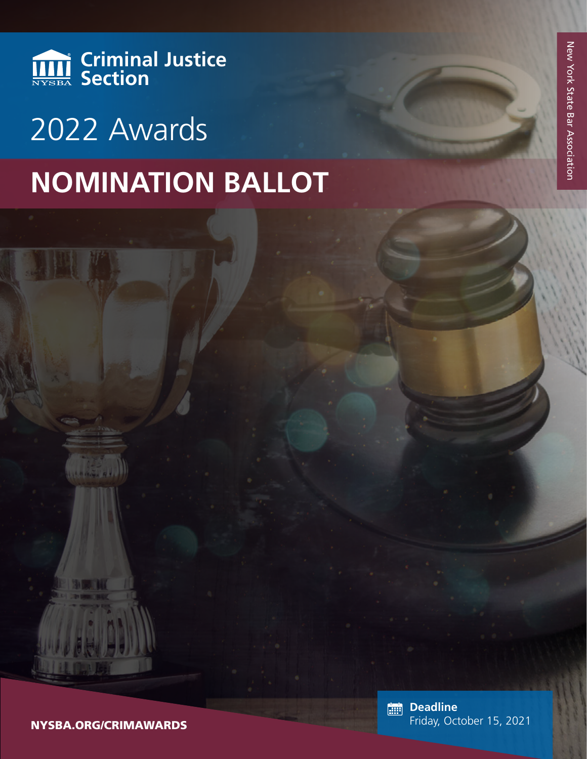NYSBA **Criminal Justice Section**

New York State Bar Association

# 2022 Awards

# NOMINATION BALLOT

**Deadline**
Friday, October 15, 2021

**NYSBA.ORG/CRIMAWARDS**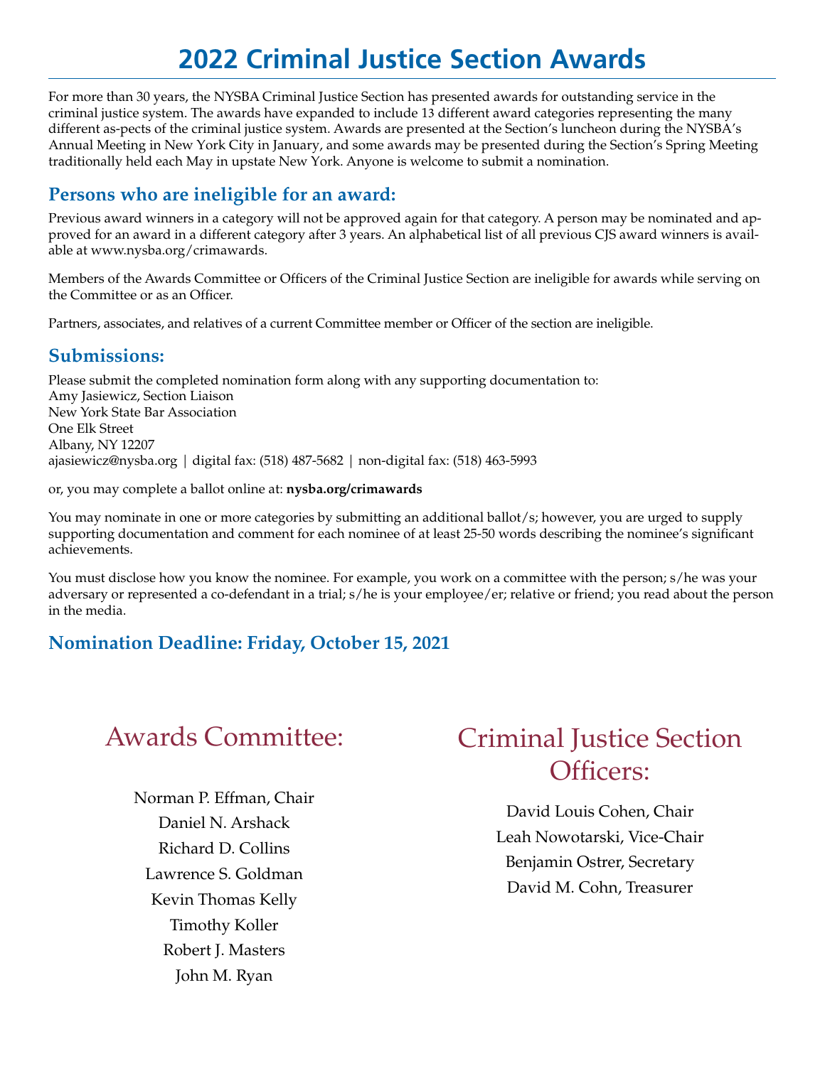# 2022 Criminal Justice Section Awards

For more than 30 years, the NYSBA Criminal Justice Section has presented awards for outstanding service in the criminal justice system. The awards have expanded to include 13 different award categories representing the many different as-pects of the criminal justice system. Awards are presented at the Section's luncheon during the NYSBA's Annual Meeting in New York City in January, and some awards may be presented during the Section's Spring Meeting traditionally held each May in upstate New York. Anyone is welcome to submit a nomination.

## Persons who are ineligible for an award:

Previous award winners in a category will not be approved again for that category. A person may be nominated and approved for an award in a different category after 3 years. An alphabetical list of all previous CJS award winners is available at www.nysba.org/crimawards.

Members of the Awards Committee or Officers of the Criminal Justice Section are ineligible for awards while serving on the Committee or as an Officer.

Partners, associates, and relatives of a current Committee member or Officer of the section are ineligible.

## Submissions:

Please submit the completed nomination form along with any supporting documentation to:
Amy Jasiewicz, Section Liaison
New York State Bar Association
One Elk Street
Albany, NY 12207
ajasiewicz@nysba.org | digital fax: (518) 487-5682 | non-digital fax: (518) 463-5993

or, you may complete a ballot online at: **nysba.org/crimawards**

You may nominate in one or more categories by submitting an additional ballot/s; however, you are urged to supply supporting documentation and comment for each nominee of at least 25-50 words describing the nominee's significant achievements.

You must disclose how you know the nominee. For example, you work on a committee with the person; s/he was your adversary or represented a co-defendant in a trial; s/he is your employee/er; relative or friend; you read about the person in the media.

## Nomination Deadline: Friday, October 15, 2021

## Awards Committee:

Norman P. Effman, Chair
Daniel N. Arshack
Richard D. Collins
Lawrence S. Goldman
Kevin Thomas Kelly
Timothy Koller
Robert J. Masters
John M. Ryan

## Criminal Justice Section Officers:

David Louis Cohen, Chair
Leah Nowotarski, Vice-Chair
Benjamin Ostrer, Secretary
David M. Cohn, Treasurer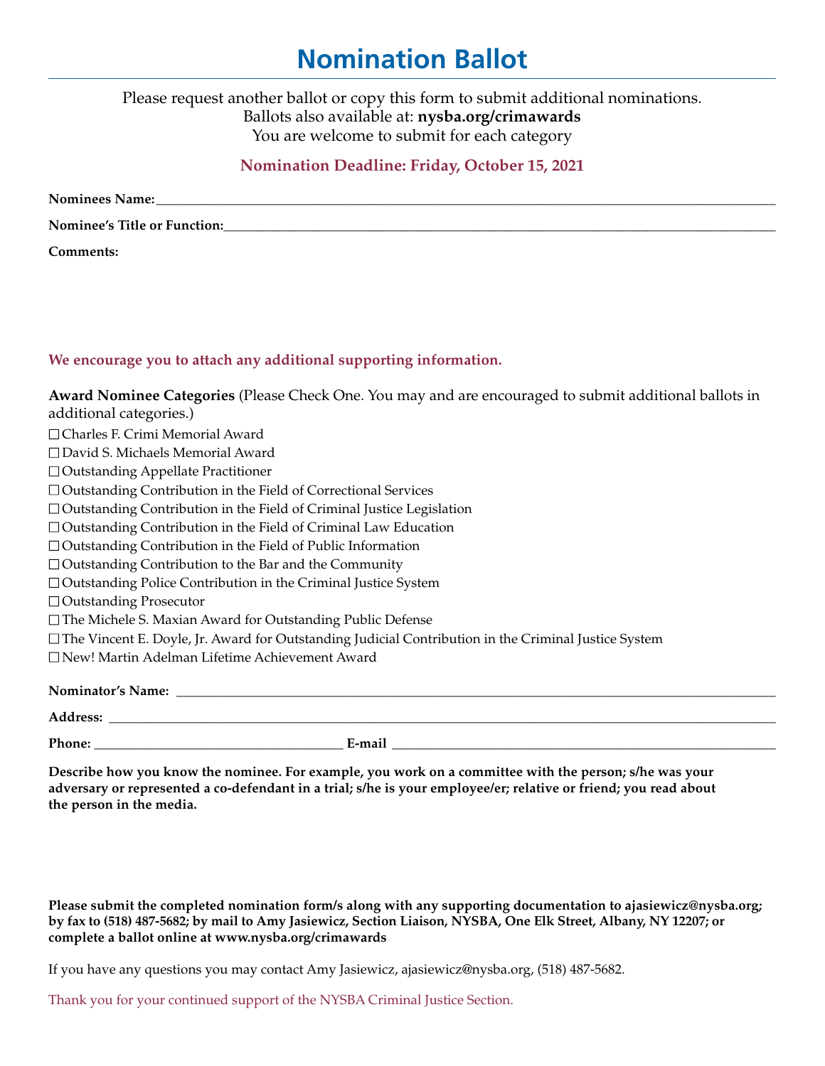# Nomination Ballot

Please request another ballot or copy this form to submit additional nominations.
Ballots also available at: **nysba.org/crimawards**
You are welcome to submit for each category

**Nomination Deadline: Friday, October 15, 2021**

**Nominees Name:**\_\_\_\_\_\_\_\_\_\_\_\_\_\_\_\_\_\_\_\_\_\_\_\_\_\_\_\_\_\_\_\_\_\_\_\_\_\_\_\_

**Nominee's Title or Function:**\_\_\_\_\_\_\_\_\_\_\_\_\_\_\_\_\_\_\_\_\_\_\_\_\_\_\_\_\_\_\_\_\_\_\_\_\_\_\_\_

**Comments:**

**We encourage you to attach any additional supporting information.**

**Award Nominee Categories** (Please Check One. You may and are encouraged to submit additional ballots in additional categories.)

- ☐ Charles F. Crimi Memorial Award
- ☐ David S. Michaels Memorial Award
- ☐ Outstanding Appellate Practitioner
- ☐ Outstanding Contribution in the Field of Correctional Services
- ☐ Outstanding Contribution in the Field of Criminal Justice Legislation
- ☐ Outstanding Contribution in the Field of Criminal Law Education
- ☐ Outstanding Contribution in the Field of Public Information
- ☐ Outstanding Contribution to the Bar and the Community
- ☐ Outstanding Police Contribution in the Criminal Justice System
- ☐ Outstanding Prosecutor
- ☐ The Michele S. Maxian Award for Outstanding Public Defense
- ☐ The Vincent E. Doyle, Jr. Award for Outstanding Judicial Contribution in the Criminal Justice System
- ☐ New! Martin Adelman Lifetime Achievement Award

**Nominator's Name:** \_\_\_\_\_\_\_\_\_\_\_\_\_\_\_\_\_\_\_\_\_\_\_\_\_\_\_\_\_\_\_\_\_\_\_\_\_\_\_\_

**Address:** \_\_\_\_\_\_\_\_\_\_\_\_\_\_\_\_\_\_\_\_\_\_\_\_\_\_\_\_\_\_\_\_\_\_\_\_\_\_\_\_

**Phone:** \_\_\_\_\_\_\_\_\_\_\_\_\_\_\_\_\_\_\_\_ **E-mail** \_\_\_\_\_\_\_\_\_\_\_\_\_\_\_\_\_\_\_\_

**Describe how you know the nominee. For example, you work on a committee with the person; s/he was your adversary or represented a co-defendant in a trial; s/he is your employee/er; relative or friend; you read about the person in the media.**

**Please submit the completed nomination form/s along with any supporting documentation to ajasiewicz@nysba.org; by fax to (518) 487-5682; by mail to Amy Jasiewicz, Section Liaison, NYSBA, One Elk Street, Albany, NY 12207; or complete a ballot online at www.nysba.org/crimawards**

If you have any questions you may contact Amy Jasiewicz, ajasiewicz@nysba.org, (518) 487-5682.

Thank you for your continued support of the NYSBA Criminal Justice Section.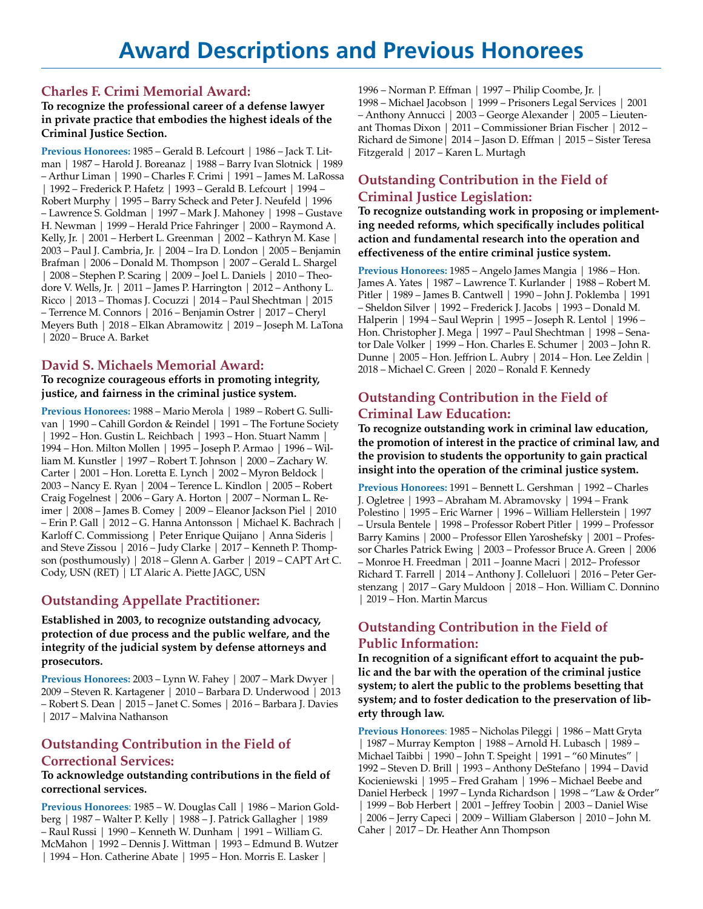# Award Descriptions and Previous Honorees

## Charles F. Crimi Memorial Award:

**To recognize the professional career of a defense lawyer in private practice that embodies the highest ideals of the Criminal Justice Section.**

**Previous Honorees:** 1985 – Gerald B. Lefcourt | 1986 – Jack T. Litman | 1987 – Harold J. Boreanaz | 1988 – Barry Ivan Slotnick | 1989 – Arthur Liman | 1990 – Charles F. Crimi | 1991 – James M. LaRossa | 1992 – Frederick P. Hafetz | 1993 – Gerald B. Lefcourt | 1994 – Robert Murphy | 1995 – Barry Scheck and Peter J. Neufeld | 1996 – Lawrence S. Goldman | 1997 – Mark J. Mahoney | 1998 – Gustave H. Newman | 1999 – Herald Price Fahringer | 2000 – Raymond A. Kelly, Jr. | 2001 – Herbert L. Greenman | 2002 – Kathryn M. Kase | 2003 – Paul J. Cambria, Jr. | 2004 – Ira D. London | 2005 – Benjamin Brafman | 2006 – Donald M. Thompson | 2007 – Gerald L. Shargel | 2008 – Stephen P. Scaring | 2009 – Joel L. Daniels | 2010 – Theodore V. Wells, Jr. | 2011 – James P. Harrington | 2012 – Anthony L. Ricco | 2013 – Thomas J. Cocuzzi | 2014 – Paul Shechtman | 2015 – Terrence M. Connors | 2016 – Benjamin Ostrer | 2017 – Cheryl Meyers Buth | 2018 – Elkan Abramowitz | 2019 – Joseph M. LaTona | 2020 – Bruce A. Barket

## David S. Michaels Memorial Award:

**To recognize courageous efforts in promoting integrity, justice, and fairness in the criminal justice system.**

**Previous Honorees:** 1988 – Mario Merola | 1989 – Robert G. Sullivan | 1990 – Cahill Gordon & Reindel | 1991 – The Fortune Society | 1992 – Hon. Gustin L. Reichbach | 1993 – Hon. Stuart Namm | 1994 – Hon. Milton Mollen | 1995 – Joseph P. Armao | 1996 – William M. Kunstler | 1997 – Robert T. Johnson | 2000 – Zachary W. Carter | 2001 – Hon. Loretta E. Lynch | 2002 – Myron Beldock | 2003 – Nancy E. Ryan | 2004 – Terence L. Kindlon | 2005 – Robert Craig Fogelnest | 2006 – Gary A. Horton | 2007 – Norman L. Reimer | 2008 – James B. Comey | 2009 – Eleanor Jackson Piel | 2010 – Erin P. Gall | 2012 – G. Hanna Antonsson | Michael K. Bachrach | Karloff C. Commissiong | Peter Enrique Quijano | Anna Sideris | and Steve Zissou | 2016 – Judy Clarke | 2017 – Kenneth P. Thompson (posthumously) | 2018 – Glenn A. Garber | 2019 – CAPT Art C. Cody, USN (RET) | LT Alaric A. Piette JAGC, USN

## Outstanding Appellate Practitioner:

**Established in 2003, to recognize outstanding advocacy, protection of due process and the public welfare, and the integrity of the judicial system by defense attorneys and prosecutors.**

**Previous Honorees:** 2003 – Lynn W. Fahey | 2007 – Mark Dwyer | 2009 – Steven R. Kartagener | 2010 – Barbara D. Underwood | 2013 – Robert S. Dean | 2015 – Janet C. Somes | 2016 – Barbara J. Davies | 2017 – Malvina Nathanson

## Outstanding Contribution in the Field of Correctional Services:

**To acknowledge outstanding contributions in the field of correctional services.**

**Previous Honorees**: 1985 – W. Douglas Call | 1986 – Marion Goldberg | 1987 – Walter P. Kelly | 1988 – J. Patrick Gallagher | 1989 – Raul Russi | 1990 – Kenneth W. Dunham | 1991 – William G. McMahon | 1992 – Dennis J. Wittman | 1993 – Edmund B. Wutzer | 1994 – Hon. Catherine Abate | 1995 – Hon. Morris E. Lasker | 1996 – Norman P. Effman | 1997 – Philip Coombe, Jr. | 1998 – Michael Jacobson | 1999 – Prisoners Legal Services | 2001 – Anthony Annucci | 2003 – George Alexander | 2005 – Lieutenant Thomas Dixon | 2011 – Commissioner Brian Fischer | 2012 – Richard de Simone| 2014 – Jason D. Effman | 2015 – Sister Teresa Fitzgerald | 2017 – Karen L. Murtagh

## Outstanding Contribution in the Field of Criminal Justice Legislation:

**To recognize outstanding work in proposing or implementing needed reforms, which specifically includes political action and fundamental research into the operation and effectiveness of the entire criminal justice system.**

**Previous Honorees:** 1985 – Angelo James Mangia | 1986 – Hon. James A. Yates | 1987 – Lawrence T. Kurlander | 1988 – Robert M. Pitler | 1989 – James B. Cantwell | 1990 – John J. Poklemba | 1991 – Sheldon Silver | 1992 – Frederick J. Jacobs | 1993 – Donald M. Halperin | 1994 – Saul Weprin | 1995 – Joseph R. Lentol | 1996 – Hon. Christopher J. Mega | 1997 – Paul Shechtman | 1998 – Senator Dale Volker | 1999 – Hon. Charles E. Schumer | 2003 – John R. Dunne | 2005 – Hon. Jeffrion L. Aubry | 2014 – Hon. Lee Zeldin | 2018 – Michael C. Green | 2020 – Ronald F. Kennedy

## Outstanding Contribution in the Field of Criminal Law Education:

**To recognize outstanding work in criminal law education, the promotion of interest in the practice of criminal law, and the provision to students the opportunity to gain practical insight into the operation of the criminal justice system.**

**Previous Honorees:** 1991 – Bennett L. Gershman | 1992 – Charles J. Ogletree | 1993 – Abraham M. Abramovsky | 1994 – Frank Polestino | 1995 – Eric Warner | 1996 – William Hellerstein | 1997 – Ursula Bentele | 1998 – Professor Robert Pitler | 1999 – Professor Barry Kamins | 2000 – Professor Ellen Yaroshefsky | 2001 – Professor Charles Patrick Ewing | 2003 – Professor Bruce A. Green | 2006 – Monroe H. Freedman | 2011 – Joanne Macri | 2012– Professor Richard T. Farrell | 2014 – Anthony J. Colleluori | 2016 – Peter Gerstenzang | 2017 – Gary Muldoon | 2018 – Hon. William C. Donnino | 2019 – Hon. Martin Marcus

## Outstanding Contribution in the Field of Public Information:

**In recognition of a significant effort to acquaint the public and the bar with the operation of the criminal justice system; to alert the public to the problems besetting that system; and to foster dedication to the preservation of liberty through law.**

**Previous Honorees**: 1985 – Nicholas Pileggi | 1986 – Matt Gryta | 1987 – Murray Kempton | 1988 – Arnold H. Lubasch | 1989 – Michael Taibbi | 1990 – John T. Speight | 1991 – "60 Minutes" | 1992 – Steven D. Brill | 1993 – Anthony DeStefano | 1994 – David Kocieniewski | 1995 – Fred Graham | 1996 – Michael Beebe and Daniel Herbeck | 1997 – Lynda Richardson | 1998 – "Law & Order" | 1999 – Bob Herbert | 2001 – Jeffrey Toobin | 2003 – Daniel Wise | 2006 – Jerry Capeci | 2009 – William Glaberson | 2010 – John M. Caher | 2017 – Dr. Heather Ann Thompson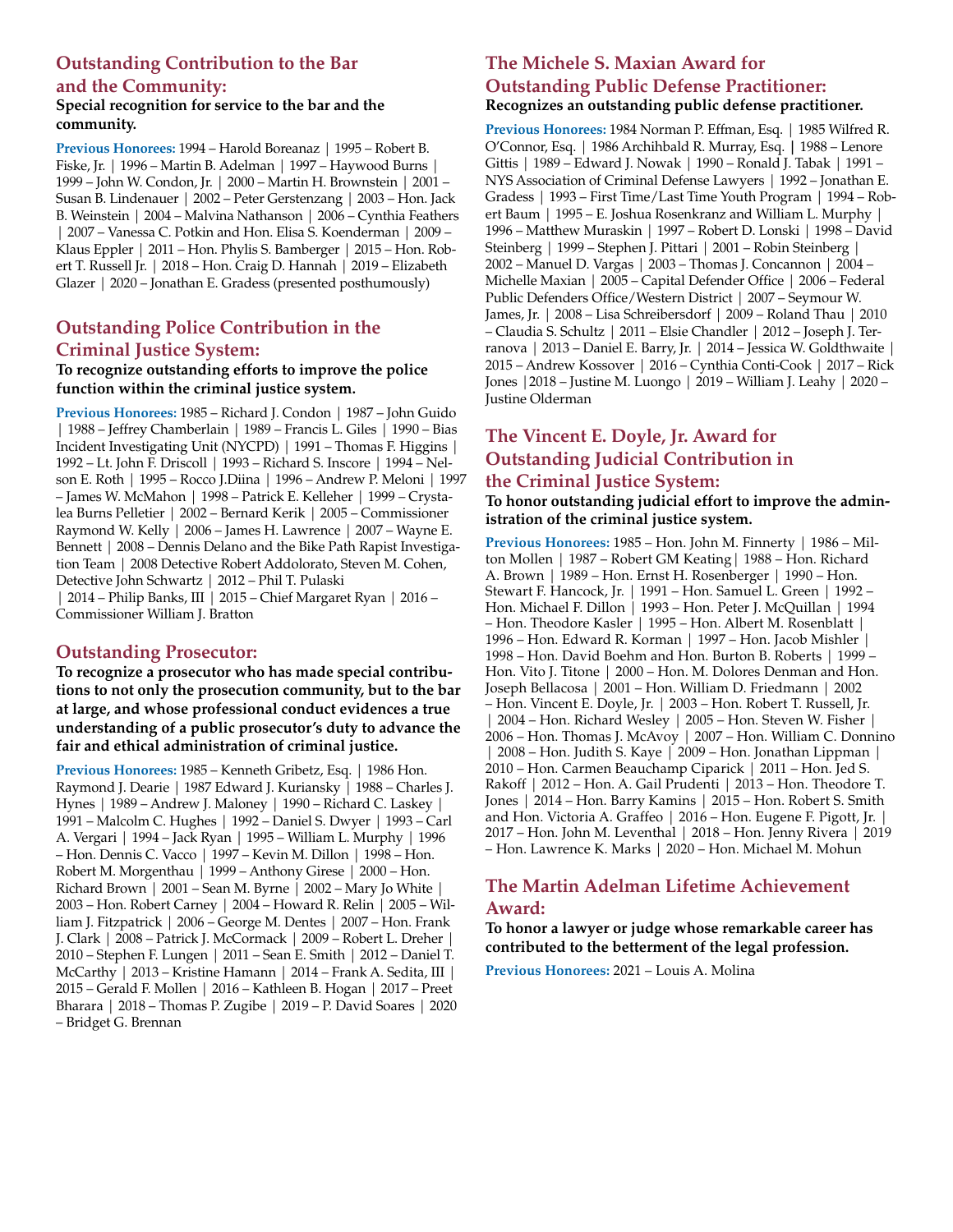## Outstanding Contribution to the Bar and the Community:

**Special recognition for service to the bar and the community.**

**Previous Honorees:** 1994 – Harold Boreanaz | 1995 – Robert B. Fiske, Jr. | 1996 – Martin B. Adelman | 1997 – Haywood Burns | 1999 – John W. Condon, Jr. | 2000 – Martin H. Brownstein | 2001 – Susan B. Lindenauer | 2002 – Peter Gerstenzang | 2003 – Hon. Jack B. Weinstein | 2004 – Malvina Nathanson | 2006 – Cynthia Feathers | 2007 – Vanessa C. Potkin and Hon. Elisa S. Koenderman | 2009 – Klaus Eppler | 2011 – Hon. Phylis S. Bamberger | 2015 – Hon. Robert T. Russell Jr. | 2018 – Hon. Craig D. Hannah | 2019 – Elizabeth Glazer | 2020 – Jonathan E. Gradess (presented posthumously)

## Outstanding Police Contribution in the Criminal Justice System:

**To recognize outstanding efforts to improve the police function within the criminal justice system.**

**Previous Honorees:** 1985 – Richard J. Condon | 1987 – John Guido | 1988 – Jeffrey Chamberlain | 1989 – Francis L. Giles | 1990 – Bias Incident Investigating Unit (NYCPD) | 1991 – Thomas F. Higgins | 1992 – Lt. John F. Driscoll | 1993 – Richard S. Inscore | 1994 – Nelson E. Roth | 1995 – Rocco J.Diina | 1996 – Andrew P. Meloni | 1997 – James W. McMahon | 1998 – Patrick E. Kelleher | 1999 – Crystalea Burns Pelletier | 2002 – Bernard Kerik | 2005 – Commissioner Raymond W. Kelly | 2006 – James H. Lawrence | 2007 – Wayne E. Bennett | 2008 – Dennis Delano and the Bike Path Rapist Investigation Team | 2008 Detective Robert Addolorato, Steven M. Cohen, Detective John Schwartz | 2012 – Phil T. Pulaski | 2014 – Philip Banks, III | 2015 – Chief Margaret Ryan | 2016 – Commissioner William J. Bratton

## Outstanding Prosecutor:

**To recognize a prosecutor who has made special contributions to not only the prosecution community, but to the bar at large, and whose professional conduct evidences a true understanding of a public prosecutor's duty to advance the fair and ethical administration of criminal justice.**

**Previous Honorees:** 1985 – Kenneth Gribetz, Esq. | 1986 Hon. Raymond J. Dearie | 1987 Edward J. Kuriansky | 1988 – Charles J. Hynes | 1989 – Andrew J. Maloney | 1990 – Richard C. Laskey | 1991 – Malcolm C. Hughes | 1992 – Daniel S. Dwyer | 1993 – Carl A. Vergari | 1994 – Jack Ryan | 1995 – William L. Murphy | 1996 – Hon. Dennis C. Vacco | 1997 – Kevin M. Dillon | 1998 – Hon. Robert M. Morgenthau | 1999 – Anthony Girese | 2000 – Hon. Richard Brown | 2001 – Sean M. Byrne | 2002 – Mary Jo White | 2003 – Hon. Robert Carney | 2004 – Howard R. Relin | 2005 – William J. Fitzpatrick | 2006 – George M. Dentes | 2007 – Hon. Frank J. Clark | 2008 – Patrick J. McCormack | 2009 – Robert L. Dreher | 2010 – Stephen F. Lungen | 2011 – Sean E. Smith | 2012 – Daniel T. McCarthy | 2013 – Kristine Hamann | 2014 – Frank A. Sedita, III | 2015 – Gerald F. Mollen | 2016 – Kathleen B. Hogan | 2017 – Preet Bharara | 2018 – Thomas P. Zugibe | 2019 – P. David Soares | 2020 – Bridget G. Brennan

## The Michele S. Maxian Award for Outstanding Public Defense Practitioner:

**Recognizes an outstanding public defense practitioner.**

**Previous Honorees:** 1984 Norman P. Effman, Esq. | 1985 Wilfred R. O'Connor, Esq. | 1986 Archihbald R. Murray, Esq. | 1988 – Lenore Gittis | 1989 – Edward J. Nowak | 1990 – Ronald J. Tabak | 1991 – NYS Association of Criminal Defense Lawyers | 1992 – Jonathan E. Gradess | 1993 – First Time/Last Time Youth Program | 1994 – Robert Baum | 1995 – E. Joshua Rosenkranz and William L. Murphy | 1996 – Matthew Muraskin | 1997 – Robert D. Lonski | 1998 – David Steinberg | 1999 – Stephen J. Pittari | 2001 – Robin Steinberg | 2002 – Manuel D. Vargas | 2003 – Thomas J. Concannon | 2004 – Michelle Maxian | 2005 – Capital Defender Office | 2006 – Federal Public Defenders Office/Western District | 2007 – Seymour W. James, Jr. | 2008 – Lisa Schreibersdorf | 2009 – Roland Thau | 2010 – Claudia S. Schultz | 2011 – Elsie Chandler | 2012 – Joseph J. Terranova | 2013 – Daniel E. Barry, Jr. | 2014 – Jessica W. Goldthwaite | 2015 – Andrew Kossover | 2016 – Cynthia Conti-Cook | 2017 – Rick Jones |2018 – Justine M. Luongo | 2019 – William J. Leahy | 2020 – Justine Olderman

## The Vincent E. Doyle, Jr. Award for Outstanding Judicial Contribution in the Criminal Justice System:

**To honor outstanding judicial effort to improve the administration of the criminal justice system.**

**Previous Honorees:** 1985 – Hon. John M. Finnerty | 1986 – Milton Mollen | 1987 – Robert GM Keating| 1988 – Hon. Richard A. Brown | 1989 – Hon. Ernst H. Rosenberger | 1990 – Hon. Stewart F. Hancock, Jr. | 1991 – Hon. Samuel L. Green | 1992 – Hon. Michael F. Dillon | 1993 – Hon. Peter J. McQuillan | 1994 – Hon. Theodore Kasler | 1995 – Hon. Albert M. Rosenblatt | 1996 – Hon. Edward R. Korman | 1997 – Hon. Jacob Mishler | 1998 – Hon. David Boehm and Hon. Burton B. Roberts | 1999 – Hon. Vito J. Titone | 2000 – Hon. M. Dolores Denman and Hon. Joseph Bellacosa | 2001 – Hon. William D. Friedmann | 2002 – Hon. Vincent E. Doyle, Jr. | 2003 – Hon. Robert T. Russell, Jr. | 2004 – Hon. Richard Wesley | 2005 – Hon. Steven W. Fisher | 2006 – Hon. Thomas J. McAvoy | 2007 – Hon. William C. Donnino | 2008 – Hon. Judith S. Kaye | 2009 – Hon. Jonathan Lippman | 2010 – Hon. Carmen Beauchamp Ciparick | 2011 – Hon. Jed S. Rakoff | 2012 – Hon. A. Gail Prudenti | 2013 – Hon. Theodore T. Jones | 2014 – Hon. Barry Kamins | 2015 – Hon. Robert S. Smith and Hon. Victoria A. Graffeo | 2016 – Hon. Eugene F. Pigott, Jr. | 2017 – Hon. John M. Leventhal | 2018 – Hon. Jenny Rivera | 2019 – Hon. Lawrence K. Marks | 2020 – Hon. Michael M. Mohun

## The Martin Adelman Lifetime Achievement Award:

**To honor a lawyer or judge whose remarkable career has contributed to the betterment of the legal profession.**

**Previous Honorees:** 2021 – Louis A. Molina